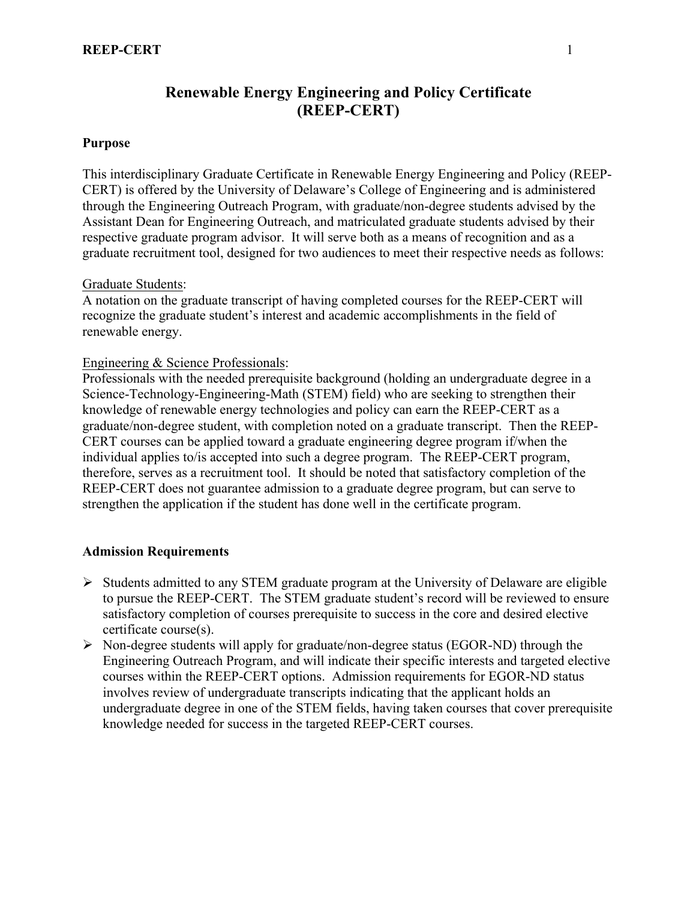# Renewable Energy Engineering and Policy Certificate (REEP-CERT)

## Purpose

This interdisciplinary Graduate Certificate in Renewable Energy Engineering and Policy (REEP-CERT) is offered by the University of Delaware's College of Engineering and is administered through the Engineering Outreach Program, with graduate/non-degree students advised by the Assistant Dean for Engineering Outreach, and matriculated graduate students advised by their respective graduate program advisor. It will serve both as a means of recognition and as a graduate recruitment tool, designed for two audiences to meet their respective needs as follows:

Graduate Students:
A notation on the graduate transcript of having completed courses for the REEP-CERT will recognize the graduate student's interest and academic accomplishments in the field of renewable energy.

Engineering & Science Professionals:
Professionals with the needed prerequisite background (holding an undergraduate degree in a Science-Technology-Engineering-Math (STEM) field) who are seeking to strengthen their knowledge of renewable energy technologies and policy can earn the REEP-CERT as a graduate/non-degree student, with completion noted on a graduate transcript. Then the REEP-CERT courses can be applied toward a graduate engineering degree program if/when the individual applies to/is accepted into such a degree program. The REEP-CERT program, therefore, serves as a recruitment tool. It should be noted that satisfactory completion of the REEP-CERT does not guarantee admission to a graduate degree program, but can serve to strengthen the application if the student has done well in the certificate program.

## Admission Requirements

- Students admitted to any STEM graduate program at the University of Delaware are eligible to pursue the REEP-CERT. The STEM graduate student's record will be reviewed to ensure satisfactory completion of courses prerequisite to success in the core and desired elective certificate course(s).
- Non-degree students will apply for graduate/non-degree status (EGOR-ND) through the Engineering Outreach Program, and will indicate their specific interests and targeted elective courses within the REEP-CERT options. Admission requirements for EGOR-ND status involves review of undergraduate transcripts indicating that the applicant holds an undergraduate degree in one of the STEM fields, having taken courses that cover prerequisite knowledge needed for success in the targeted REEP-CERT courses.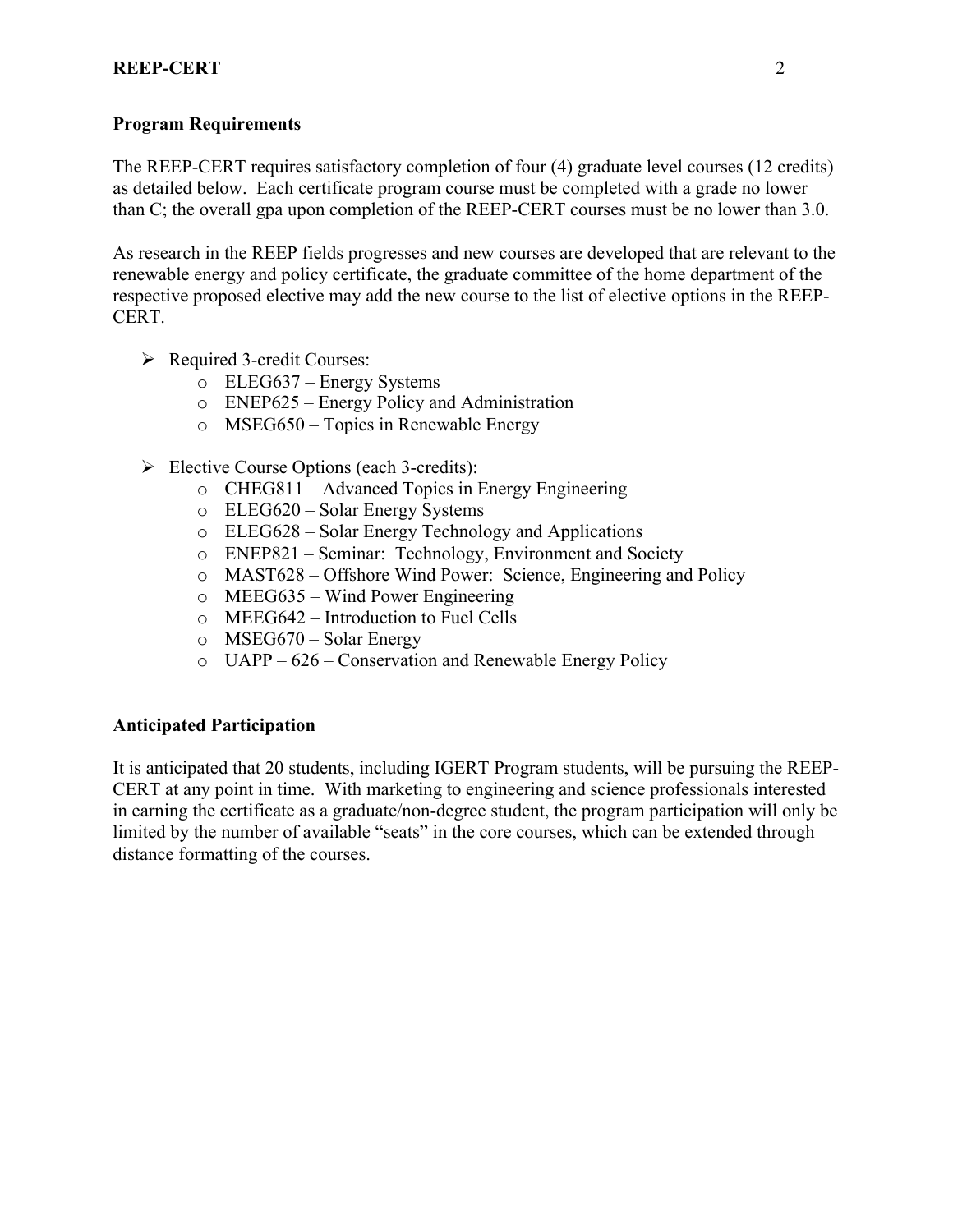## Program Requirements

The REEP-CERT requires satisfactory completion of four (4) graduate level courses (12 credits) as detailed below. Each certificate program course must be completed with a grade no lower than C; the overall gpa upon completion of the REEP-CERT courses must be no lower than 3.0.

As research in the REEP fields progresses and new courses are developed that are relevant to the renewable energy and policy certificate, the graduate committee of the home department of the respective proposed elective may add the new course to the list of elective options in the REEP-CERT.

- Required 3-credit Courses:
  - ELEG637 – Energy Systems
  - ENEP625 – Energy Policy and Administration
  - MSEG650 – Topics in Renewable Energy

- Elective Course Options (each 3-credits):
  - CHEG811 – Advanced Topics in Energy Engineering
  - ELEG620 – Solar Energy Systems
  - ELEG628 – Solar Energy Technology and Applications
  - ENEP821 – Seminar: Technology, Environment and Society
  - MAST628 – Offshore Wind Power: Science, Engineering and Policy
  - MEEG635 – Wind Power Engineering
  - MEEG642 – Introduction to Fuel Cells
  - MSEG670 – Solar Energy
  - UAPP – 626 – Conservation and Renewable Energy Policy

## Anticipated Participation

It is anticipated that 20 students, including IGERT Program students, will be pursuing the REEP-CERT at any point in time. With marketing to engineering and science professionals interested in earning the certificate as a graduate/non-degree student, the program participation will only be limited by the number of available "seats" in the core courses, which can be extended through distance formatting of the courses.